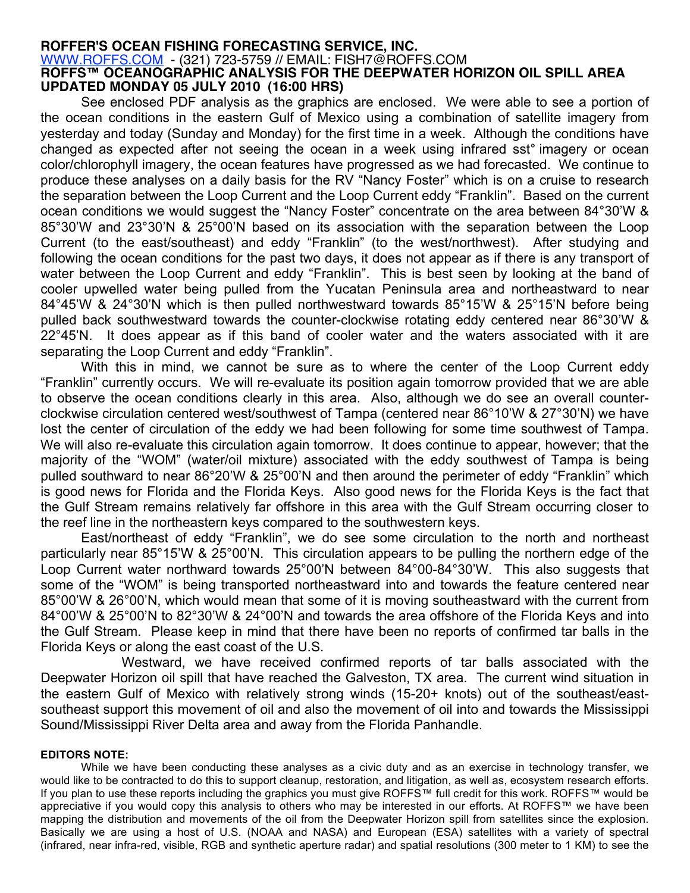**ROFFER'S OCEAN FISHING FORECASTING SERVICE, INC.**
WWW.ROFFS.COM - (321) 723-5759 // EMAIL: FISH7@ROFFS.COM
**ROFFS™ OCEANOGRAPHIC ANALYSIS FOR THE DEEPWATER HORIZON OIL SPILL AREA**
**UPDATED MONDAY 05 JULY 2010 (16:00 HRS)**

See enclosed PDF analysis as the graphics are enclosed. We were able to see a portion of the ocean conditions in the eastern Gulf of Mexico using a combination of satellite imagery from yesterday and today (Sunday and Monday) for the first time in a week. Although the conditions have changed as expected after not seeing the ocean in a week using infrared sst° imagery or ocean color/chlorophyll imagery, the ocean features have progressed as we had forecasted. We continue to produce these analyses on a daily basis for the RV "Nancy Foster" which is on a cruise to research the separation between the Loop Current and the Loop Current eddy "Franklin". Based on the current ocean conditions we would suggest the "Nancy Foster" concentrate on the area between 84°30'W & 85°30'W and 23°30'N & 25°00'N based on its association with the separation between the Loop Current (to the east/southeast) and eddy "Franklin" (to the west/northwest). After studying and following the ocean conditions for the past two days, it does not appear as if there is any transport of water between the Loop Current and eddy "Franklin". This is best seen by looking at the band of cooler upwelled water being pulled from the Yucatan Peninsula area and northeastward to near 84°45'W & 24°30'N which is then pulled northwestward towards 85°15'W & 25°15'N before being pulled back southwestward towards the counter-clockwise rotating eddy centered near 86°30'W & 22°45'N. It does appear as if this band of cooler water and the waters associated with it are separating the Loop Current and eddy "Franklin".

With this in mind, we cannot be sure as to where the center of the Loop Current eddy "Franklin" currently occurs. We will re-evaluate its position again tomorrow provided that we are able to observe the ocean conditions clearly in this area. Also, although we do see an overall counter-clockwise circulation centered west/southwest of Tampa (centered near 86°10'W & 27°30'N) we have lost the center of circulation of the eddy we had been following for some time southwest of Tampa. We will also re-evaluate this circulation again tomorrow. It does continue to appear, however; that the majority of the "WOM" (water/oil mixture) associated with the eddy southwest of Tampa is being pulled southward to near 86°20'W & 25°00'N and then around the perimeter of eddy "Franklin" which is good news for Florida and the Florida Keys. Also good news for the Florida Keys is the fact that the Gulf Stream remains relatively far offshore in this area with the Gulf Stream occurring closer to the reef line in the northeastern keys compared to the southwestern keys.

East/northeast of eddy "Franklin", we do see some circulation to the north and northeast particularly near 85°15'W & 25°00'N. This circulation appears to be pulling the northern edge of the Loop Current water northward towards 25°00'N between 84°00-84°30'W. This also suggests that some of the "WOM" is being transported northeastward into and towards the feature centered near 85°00'W & 26°00'N, which would mean that some of it is moving southeastward with the current from 84°00'W & 25°00'N to 82°30'W & 24°00'N and towards the area offshore of the Florida Keys and into the Gulf Stream. Please keep in mind that there have been no reports of confirmed tar balls in the Florida Keys or along the east coast of the U.S.

Westward, we have received confirmed reports of tar balls associated with the Deepwater Horizon oil spill that have reached the Galveston, TX area. The current wind situation in the eastern Gulf of Mexico with relatively strong winds (15-20+ knots) out of the southeast/east-southeast support this movement of oil and also the movement of oil into and towards the Mississippi Sound/Mississippi River Delta area and away from the Florida Panhandle.

**EDITORS NOTE:**

While we have been conducting these analyses as a civic duty and as an exercise in technology transfer, we would like to be contracted to do this to support cleanup, restoration, and litigation, as well as, ecosystem research efforts. If you plan to use these reports including the graphics you must give ROFFS™ full credit for this work. ROFFS™ would be appreciative if you would copy this analysis to others who may be interested in our efforts. At ROFFS™ we have been mapping the distribution and movements of the oil from the Deepwater Horizon spill from satellites since the explosion. Basically we are using a host of U.S. (NOAA and NASA) and European (ESA) satellites with a variety of spectral (infrared, near infra-red, visible, RGB and synthetic aperture radar) and spatial resolutions (300 meter to 1 KM) to see the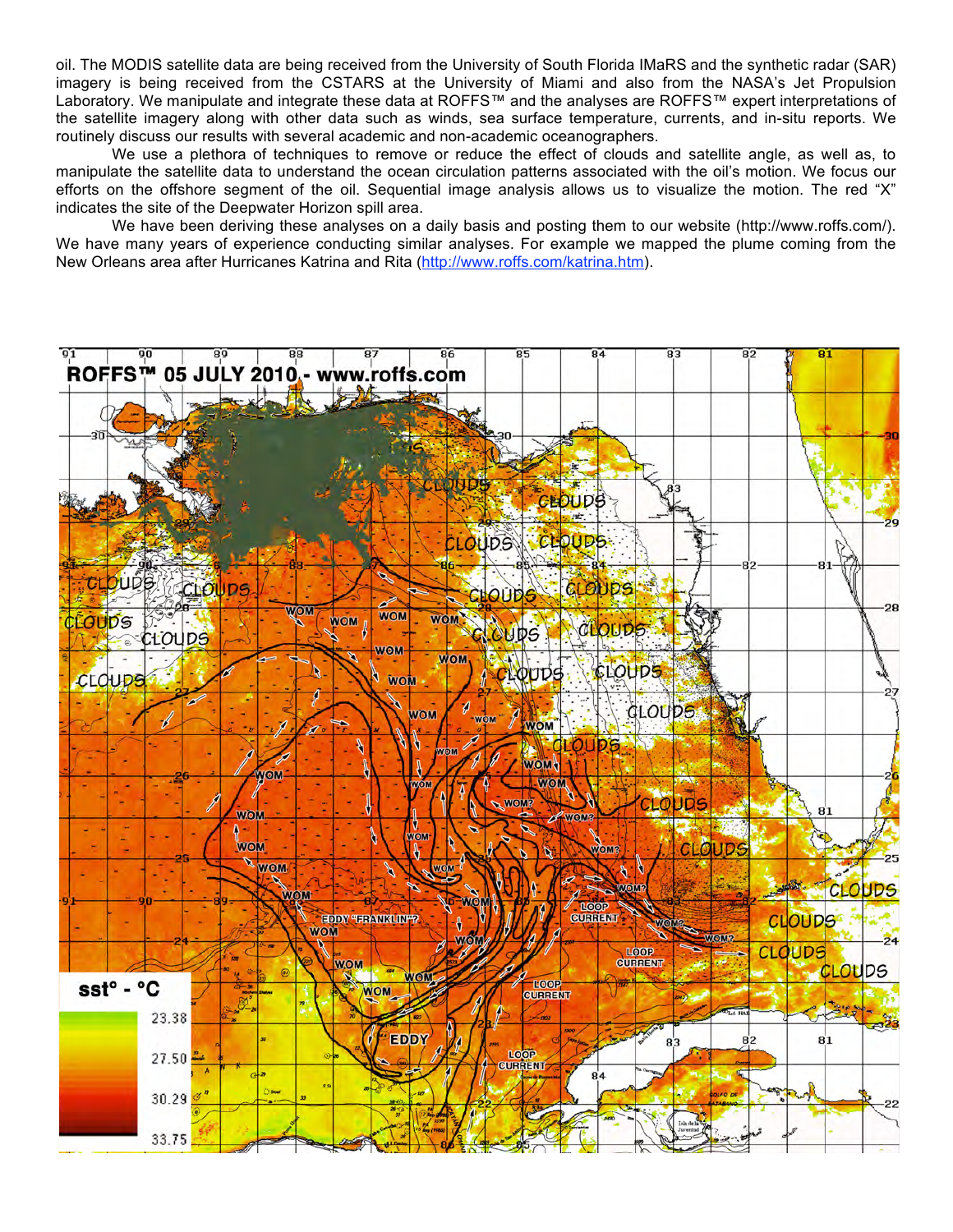oil. The MODIS satellite data are being received from the University of South Florida IMaRS and the synthetic radar (SAR) imagery is being received from the CSTARS at the University of Miami and also from the NASA's Jet Propulsion Laboratory. We manipulate and integrate these data at ROFFS™ and the analyses are ROFFS™ expert interpretations of the satellite imagery along with other data such as winds, sea surface temperature, currents, and in-situ reports. We routinely discuss our results with several academic and non-academic oceanographers.

We use a plethora of techniques to remove or reduce the effect of clouds and satellite angle, as well as, to manipulate the satellite data to understand the ocean circulation patterns associated with the oil's motion. We focus our efforts on the offshore segment of the oil. Sequential image analysis allows us to visualize the motion. The red "X" indicates the site of the Deepwater Horizon spill area.

We have been deriving these analyses on a daily basis and posting them to our website (http://www.roffs.com/). We have many years of experience conducting similar analyses. For example we mapped the plume coming from the New Orleans area after Hurricanes Katrina and Rita (http://www.roffs.com/katrina.htm).

ROFFS™ 05 JULY 2010 - www.roffs.com

sst° - °C

23.38

27.50

30.29

33.75

CLOUDS

WOM

WOM?

EDDY "FRANKLIN"?

EDDY

LOOP CURRENT